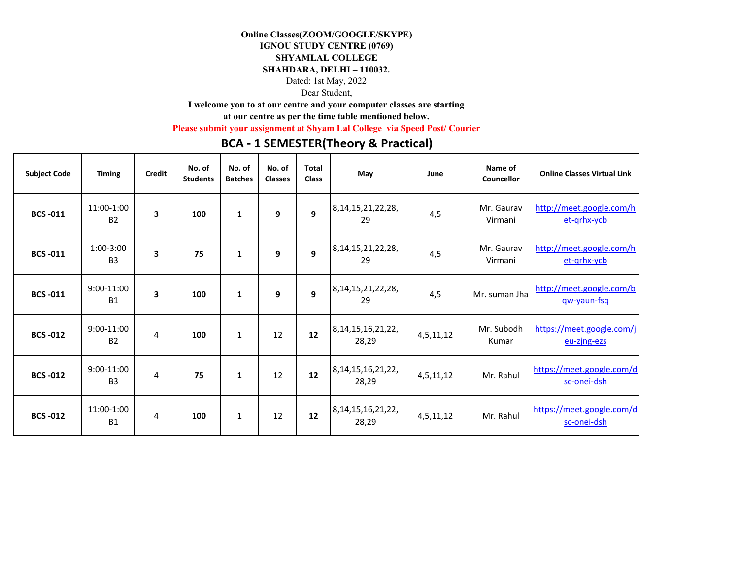**Online Classes(ZOOM/GOOGLE/SKYPE)**
**IGNOU STUDY CENTRE (0769)**
**SHYAMLAL COLLEGE**
**SHAHDARA, DELHI – 110032.**

Dated: 1st May, 2022

Dear Student,

**I welcome you to at our centre and your computer classes are starting at our centre as per the time table mentioned below.**

**Please submit your assignment at Shyam Lal College via Speed Post/ Courier**

## BCA - 1 SEMESTER(Theory & Practical)

| Subject Code | Timing | Credit | No. of Students | No. of Batches | No. of Classes | Total Class | May | June | Name of Councellor | Online Classes Virtual Link |
|---|---|---|---|---|---|---|---|---|---|---|
| **BCS -011** | 11:00-1:00 B2 | **3** | **100** | **1** | **9** | **9** | 8,14,15,21,22,28,29 | 4,5 | Mr. Gaurav Virmani | http://meet.google.com/het-qrhx-ycb |
| **BCS -011** | 1:00-3:00 B3 | **3** | **75** | **1** | **9** | **9** | 8,14,15,21,22,28,29 | 4,5 | Mr. Gaurav Virmani | http://meet.google.com/het-qrhx-ycb |
| **BCS -011** | 9:00-11:00 B1 | **3** | **100** | **1** | **9** | **9** | 8,14,15,21,22,28,29 | 4,5 | Mr. suman Jha | http://meet.google.com/bqw-yaun-fsq |
| **BCS -012** | 9:00-11:00 B2 | 4 | **100** | **1** | 12 | **12** | 8,14,15,16,21,22,28,29 | 4,5,11,12 | Mr. Subodh Kumar | https://meet.google.com/jeu-zjng-ezs |
| **BCS -012** | 9:00-11:00 B3 | 4 | **75** | **1** | 12 | **12** | 8,14,15,16,21,22,28,29 | 4,5,11,12 | Mr. Rahul | https://meet.google.com/dsc-onei-dsh |
| **BCS -012** | 11:00-1:00 B1 | 4 | **100** | **1** | 12 | **12** | 8,14,15,16,21,22,28,29 | 4,5,11,12 | Mr. Rahul | https://meet.google.com/dsc-onei-dsh |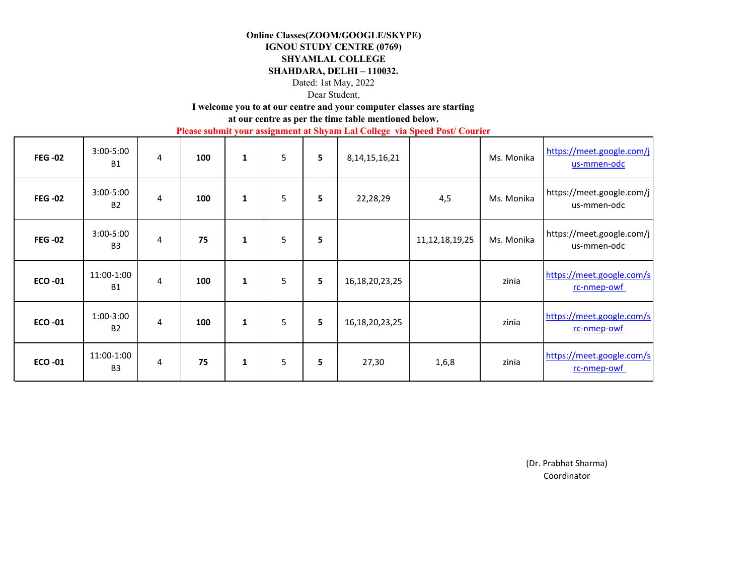**Online Classes(ZOOM/GOOGLE/SKYPE)**
**IGNOU STUDY CENTRE (0769)**
**SHYAMLAL COLLEGE**
**SHAHDARA, DELHI – 110032.**

Dated: 1st May, 2022

Dear Student,

**I welcome you to at our centre and your computer classes are starting at our centre as per the time table mentioned below.**

**Please submit your assignment at Shyam Lal College via Speed Post/ Courier**

| | | | | | | | | | | |
|---|---|---|---|---|---|---|---|---|---|---|
| **FEG -02** | 3:00-5:00 B1 | 4 | **100** | **1** | 5 | **5** | 8,14,15,16,21 | | Ms. Monika | https://meet.google.com/jus-mmen-odc |
| **FEG -02** | 3:00-5:00 B2 | 4 | **100** | **1** | 5 | **5** | 22,28,29 | 4,5 | Ms. Monika | https://meet.google.com/jus-mmen-odc |
| **FEG -02** | 3:00-5:00 B3 | 4 | **75** | **1** | 5 | **5** | | 11,12,18,19,25 | Ms. Monika | https://meet.google.com/jus-mmen-odc |
| **ECO -01** | 11:00-1:00 B1 | 4 | **100** | **1** | 5 | **5** | 16,18,20,23,25 | | zinia | https://meet.google.com/src-nmep-owf |
| **ECO -01** | 1:00-3:00 B2 | 4 | **100** | **1** | 5 | **5** | 16,18,20,23,25 | | zinia | https://meet.google.com/src-nmep-owf |
| **ECO -01** | 11:00-1:00 B3 | 4 | **75** | **1** | 5 | **5** | 27,30 | 1,6,8 | zinia | https://meet.google.com/src-nmep-owf |

(Dr. Prabhat Sharma)
Coordinator